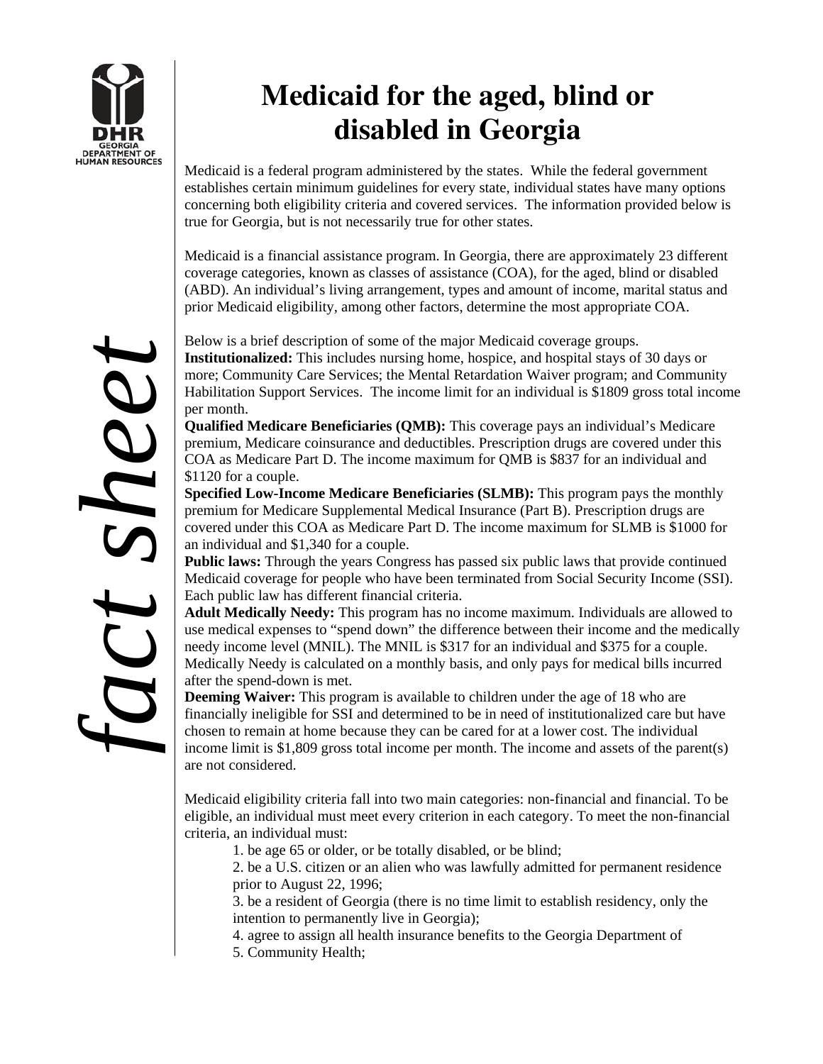# Medicaid for the aged, blind or disabled in Georgia

Medicaid is a federal program administered by the states. While the federal government establishes certain minimum guidelines for every state, individual states have many options concerning both eligibility criteria and covered services. The information provided below is true for Georgia, but is not necessarily true for other states.

Medicaid is a financial assistance program. In Georgia, there are approximately 23 different coverage categories, known as classes of assistance (COA), for the aged, blind or disabled (ABD). An individual's living arrangement, types and amount of income, marital status and prior Medicaid eligibility, among other factors, determine the most appropriate COA.

Below is a brief description of some of the major Medicaid coverage groups.

**Institutionalized:** This includes nursing home, hospice, and hospital stays of 30 days or more; Community Care Services; the Mental Retardation Waiver program; and Community Habilitation Support Services. The income limit for an individual is $1809 gross total income per month.

**Qualified Medicare Beneficiaries (QMB):** This coverage pays an individual's Medicare premium, Medicare coinsurance and deductibles. Prescription drugs are covered under this COA as Medicare Part D. The income maximum for QMB is $837 for an individual and $1120 for a couple.

**Specified Low-Income Medicare Beneficiaries (SLMB):** This program pays the monthly premium for Medicare Supplemental Medical Insurance (Part B). Prescription drugs are covered under this COA as Medicare Part D. The income maximum for SLMB is $1000 for an individual and $1,340 for a couple.

**Public laws:** Through the years Congress has passed six public laws that provide continued Medicaid coverage for people who have been terminated from Social Security Income (SSI). Each public law has different financial criteria.

**Adult Medically Needy:** This program has no income maximum. Individuals are allowed to use medical expenses to "spend down" the difference between their income and the medically needy income level (MNIL). The MNIL is $317 for an individual and $375 for a couple. Medically Needy is calculated on a monthly basis, and only pays for medical bills incurred after the spend-down is met.

**Deeming Waiver:** This program is available to children under the age of 18 who are financially ineligible for SSI and determined to be in need of institutionalized care but have chosen to remain at home because they can be cared for at a lower cost. The individual income limit is $1,809 gross total income per month. The income and assets of the parent(s) are not considered.

Medicaid eligibility criteria fall into two main categories: non-financial and financial. To be eligible, an individual must meet every criterion in each category. To meet the non-financial criteria, an individual must:

1. be age 65 or older, or be totally disabled, or be blind;
2. be a U.S. citizen or an alien who was lawfully admitted for permanent residence prior to August 22, 1996;
3. be a resident of Georgia (there is no time limit to establish residency, only the intention to permanently live in Georgia);
4. agree to assign all health insurance benefits to the Georgia Department of
5. Community Health;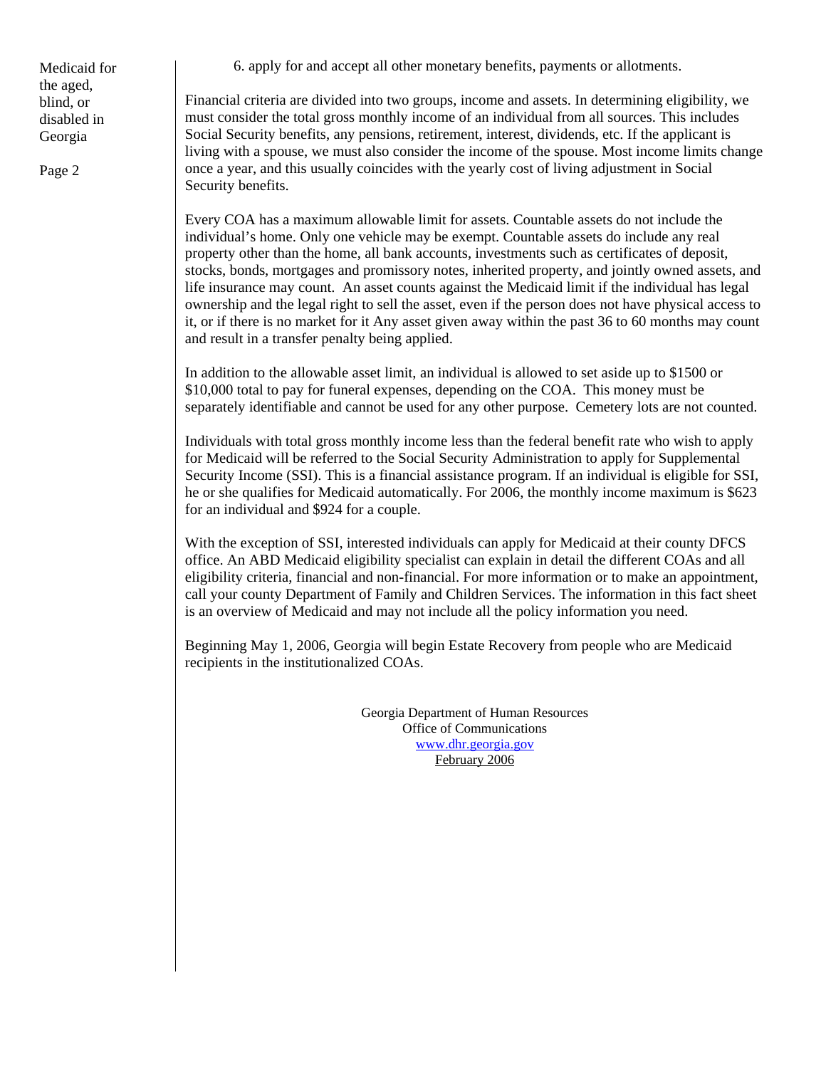6. apply for and accept all other monetary benefits, payments or allotments.

Financial criteria are divided into two groups, income and assets. In determining eligibility, we must consider the total gross monthly income of an individual from all sources. This includes Social Security benefits, any pensions, retirement, interest, dividends, etc. If the applicant is living with a spouse, we must also consider the income of the spouse. Most income limits change once a year, and this usually coincides with the yearly cost of living adjustment in Social Security benefits.

Every COA has a maximum allowable limit for assets. Countable assets do not include the individual's home. Only one vehicle may be exempt. Countable assets do include any real property other than the home, all bank accounts, investments such as certificates of deposit, stocks, bonds, mortgages and promissory notes, inherited property, and jointly owned assets, and life insurance may count. An asset counts against the Medicaid limit if the individual has legal ownership and the legal right to sell the asset, even if the person does not have physical access to it, or if there is no market for it Any asset given away within the past 36 to 60 months may count and result in a transfer penalty being applied.

In addition to the allowable asset limit, an individual is allowed to set aside up to $1500 or $10,000 total to pay for funeral expenses, depending on the COA. This money must be separately identifiable and cannot be used for any other purpose. Cemetery lots are not counted.

Individuals with total gross monthly income less than the federal benefit rate who wish to apply for Medicaid will be referred to the Social Security Administration to apply for Supplemental Security Income (SSI). This is a financial assistance program. If an individual is eligible for SSI, he or she qualifies for Medicaid automatically. For 2006, the monthly income maximum is $623 for an individual and $924 for a couple.

With the exception of SSI, interested individuals can apply for Medicaid at their county DFCS office. An ABD Medicaid eligibility specialist can explain in detail the different COAs and all eligibility criteria, financial and non-financial. For more information or to make an appointment, call your county Department of Family and Children Services. The information in this fact sheet is an overview of Medicaid and may not include all the policy information you need.

Beginning May 1, 2006, Georgia will begin Estate Recovery from people who are Medicaid recipients in the institutionalized COAs.

Georgia Department of Human Resources
Office of Communications
www.dhr.georgia.gov
February 2006